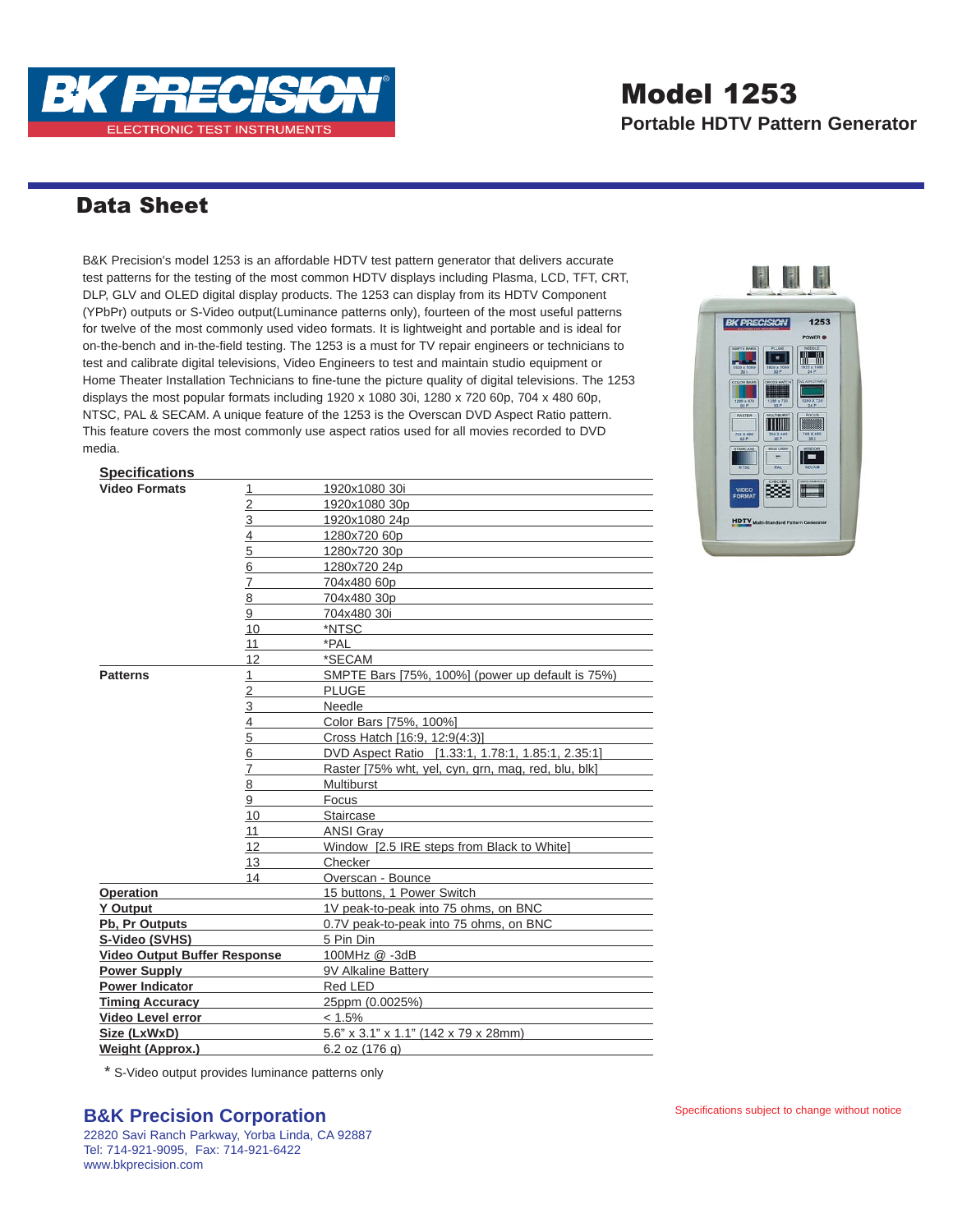# Model 1253

## Portable HDTV Pattern Generator

## Data Sheet

B&K Precision's model 1253 is an affordable HDTV test pattern generator that delivers accurate test patterns for the testing of the most common HDTV displays including Plasma, LCD, TFT, CRT, DLP, GLV and OLED digital display products. The 1253 can display from its HDTV Component (YPbPr) outputs or S-Video output(Luminance patterns only), fourteen of the most useful patterns for twelve of the most commonly used video formats. It is lightweight and portable and is ideal for on-the-bench and in-the-field testing. The 1253 is a must for TV repair engineers or technicians to test and calibrate digital televisions, Video Engineers to test and maintain studio equipment or Home Theater Installation Technicians to fine-tune the picture quality of digital televisions. The 1253 displays the most popular formats including 1920 x 1080 30i, 1280 x 720 60p, 704 x 480 60p, NTSC, PAL & SECAM. A unique feature of the 1253 is the Overscan DVD Aspect Ratio pattern. This feature covers the most commonly use aspect ratios used for all movies recorded to DVD media.

### Specifications

| | | |
|---|---|---|
| **Video Formats** | 1 | 1920x1080 30i |
| | 2 | 1920x1080 30p |
| | 3 | 1920x1080 24p |
| | 4 | 1280x720 60p |
| | 5 | 1280x720 30p |
| | 6 | 1280x720 24p |
| | 7 | 704x480 60p |
| | 8 | 704x480 30p |
| | 9 | 704x480 30i |
| | 10 | *NTSC |
| | 11 | *PAL |
| | 12 | *SECAM |
| **Patterns** | 1 | SMPTE Bars [75%, 100%] (power up default is 75%) |
| | 2 | PLUGE |
| | 3 | Needle |
| | 4 | Color Bars [75%, 100%] |
| | 5 | Cross Hatch [16:9, 12:9(4:3)] |
| | 6 | DVD Aspect Ratio [1.33:1, 1.78:1, 1.85:1, 2.35:1] |
| | 7 | Raster [75% wht, yel, cyn, grn, mag, red, blu, blk] |
| | 8 | Multiburst |
| | 9 | Focus |
| | 10 | Staircase |
| | 11 | ANSI Gray |
| | 12 | Window [2.5 IRE steps from Black to White] |
| | 13 | Checker |
| | 14 | Overscan - Bounce |
| **Operation** | | 15 buttons, 1 Power Switch |
| **Y Output** | | 1V peak-to-peak into 75 ohms, on BNC |
| **Pb, Pr Outputs** | | 0.7V peak-to-peak into 75 ohms, on BNC |
| **S-Video (SVHS)** | | 5 Pin Din |
| **Video Output Buffer Response** | | 100MHz @ -3dB |
| **Power Supply** | | 9V Alkaline Battery |
| **Power Indicator** | | Red LED |
| **Timing Accuracy** | | 25ppm (0.0025%) |
| **Video Level error** | | < 1.5% |
| **Size (LxWxD)** | | 5.6" x 3.1" x 1.1" (142 x 79 x 28mm) |
| **Weight (Approx.)** | | 6.2 oz (176 g) |

* S-Video output provides luminance patterns only

**B&K Precision Corporation**
22820 Savi Ranch Parkway, Yorba Linda, CA 92887
Tel: 714-921-9095, Fax: 714-921-6422
www.bkprecision.com

Specifications subject to change without notice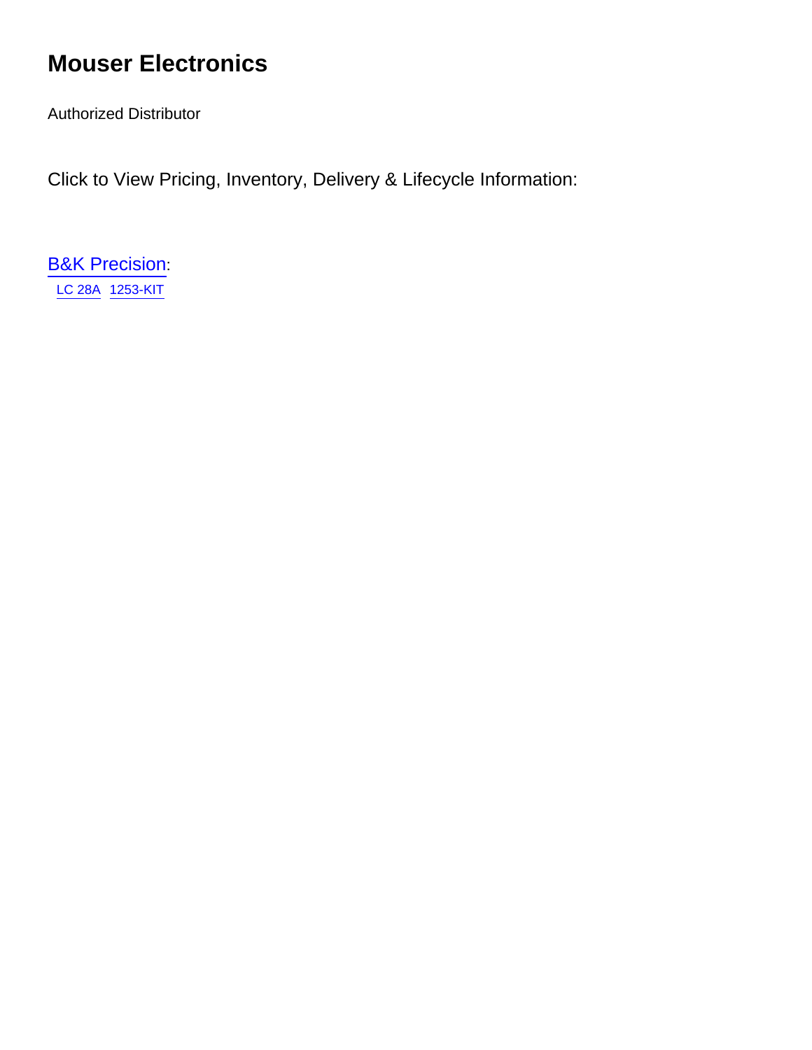# Mouser Electronics

Authorized Distributor

Click to View Pricing, Inventory, Delivery & Lifecycle Information:

B&K Precision:

LC 28A 1253-KIT